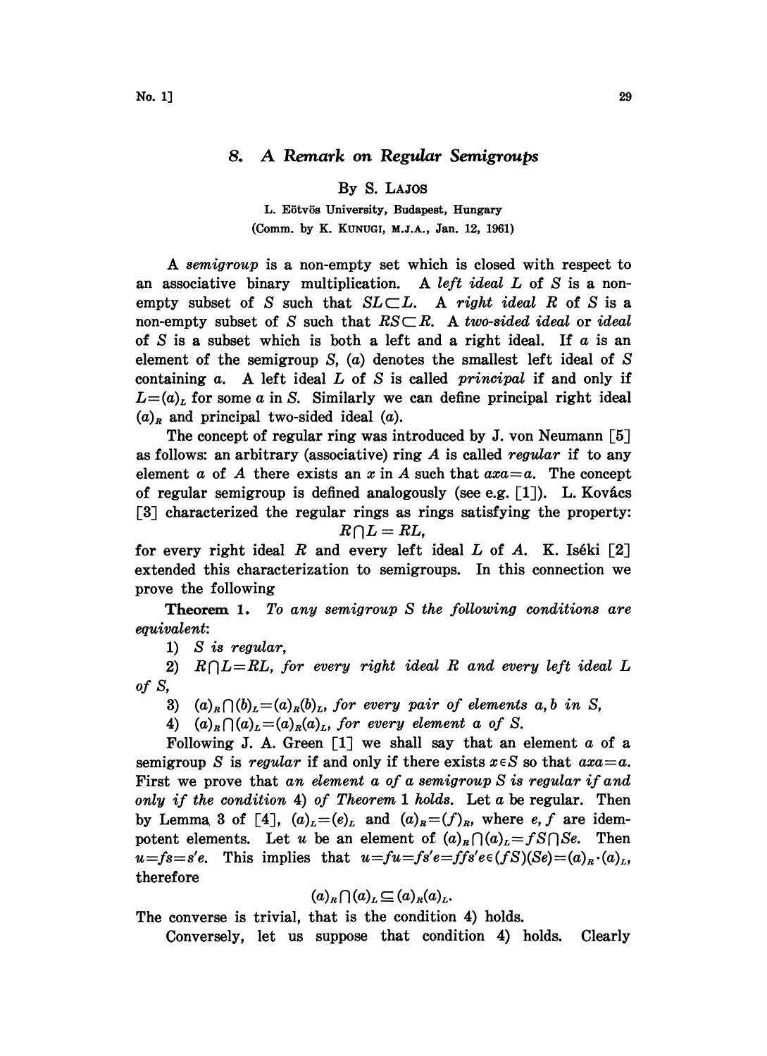# 8. A Remark on Regular Semigroups

By S. LAJOS

L. Eötvös University, Budapest, Hungary

(Comm. by K. KUNUGI, M.J.A., Jan. 12, 1961)

A *semigroup* is a non-empty set which is closed with respect to an associative binary multiplication. A *left ideal* $L$ of $S$ is a non-empty subset of $S$ such that $SL \subset L$. A *right ideal* $R$ of $S$ is a non-empty subset of $S$ such that $RS \subset R$. A *two-sided ideal* or *ideal* of $S$ is a subset which is both a left and a right ideal. If $a$ is an element of the semigroup $S$, $(a)$ denotes the smallest left ideal of $S$ containing $a$. A left ideal $L$ of $S$ is called *principal* if and only if $L = (a)_L$ for some $a$ in $S$. Similarly we can define principal right ideal $(a)_R$ and principal two-sided ideal $(a)$.

The concept of regular ring was introduced by J. von Neumann [5] as follows: an arbitrary (associative) ring $A$ is called *regular* if to any element $a$ of $A$ there exists an $x$ in $A$ such that $axa = a$. The concept of regular semigroup is defined analogously (see e.g. [1]). L. Kovács [3] characterized the regular rings as rings satisfying the property:

$$R \cap L = RL,$$

for every right ideal $R$ and every left ideal $L$ of $A$. K. Iséki [2] extended this characterization to semigroups. In this connection we prove the following

**Theorem 1.** *To any semigroup $S$ the following conditions are equivalent:*

1) *$S$ is regular,*

2) *$R \cap L = RL$, for every right ideal $R$ and every left ideal $L$ of $S$,*

3) *$(a)_R \cap (b)_L = (a)_R (b)_L$, for every pair of elements $a, b$ in $S$,*

4) *$(a)_R \cap (a)_L = (a)_R (a)_L$, for every element $a$ of $S$.*

Following J. A. Green [1] we shall say that an element $a$ of a semigroup $S$ is *regular* if and only if there exists $x \in S$ so that $axa = a$. First we prove that *an element $a$ of a semigroup $S$ is regular if and only if the condition* 4) *of Theorem* 1 *holds.* Let $a$ be regular. Then by Lemma 3 of [4], $(a)_L = (e)_L$ and $(a)_R = (f)_R$, where $e, f$ are idempotent elements. Let $u$ be an element of $(a)_R \cap (a)_L = fS \cap Se$. Then $u = fs = s'e$. This implies that $u = fu = fs'e = ffs'e \in (fS)(Se) = (a)_R \cdot (a)_L$, therefore

$$(a)_R \cap (a)_L \subseteq (a)_R (a)_L.$$

The converse is trivial, that is the condition 4) holds.

Conversely, let us suppose that condition 4) holds. Clearly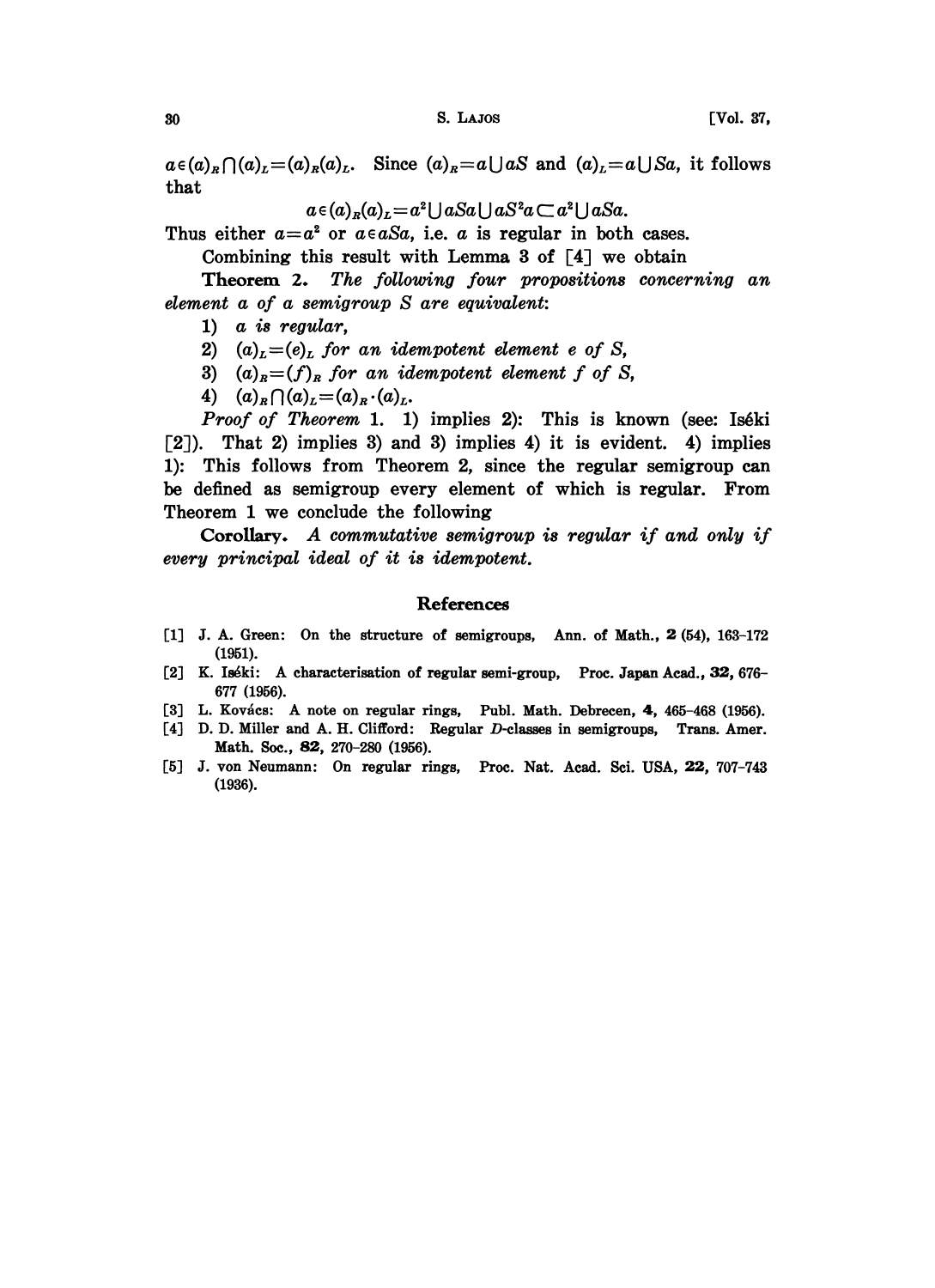$a \in (a)_R \cap (a)_L = (a)_R(a)_L$. Since $(a)_R = a \cup aS$ and $(a)_L = a \cup Sa$, it follows that

$$a \in (a)_R(a)_L = a^2 \cup aSa \cup aS^2a \subset a^2 \cup aSa.$$

Thus either $a = a^2$ or $a \in aSa$, i.e. $a$ is regular in both cases.

Combining this result with Lemma 3 of [4] we obtain

**Theorem 2.** *The following four propositions concerning an element $a$ of a semigroup $S$ are equivalent:*

1) *$a$ is regular,*
2) *$(a)_L = (e)_L$ for an idempotent element $e$ of $S$,*
3) *$(a)_R = (f)_R$ for an idempotent element $f$ of $S$,*
4) *$(a)_R \cap (a)_L = (a)_R \cdot (a)_L$.*

*Proof of Theorem* 1. 1) implies 2): This is known (see: Iséki [2]). That 2) implies 3) and 3) implies 4) it is evident. 4) implies 1): This follows from Theorem 2, since the regular semigroup can be defined as semigroup every element of which is regular. From Theorem 1 we conclude the following

**Corollary.** *A commutative semigroup is regular if and only if every principal ideal of it is idempotent.*

## References

[1] J. A. Green: On the structure of semigroups, Ann. of Math., **2** (54), 163–172 (1951).

[2] K. Iséki: A characterisation of regular semi-group, Proc. Japan Acad., **32**, 676–677 (1956).

[3] L. Kovács: A note on regular rings, Publ. Math. Debrecen, **4**, 465–468 (1956).

[4] D. D. Miller and A. H. Clifford: Regular *D*-classes in semigroups, Trans. Amer. Math. Soc., **82**, 270–280 (1956).

[5] J. von Neumann: On regular rings, Proc. Nat. Acad. Sci. USA, **22**, 707–743 (1936).